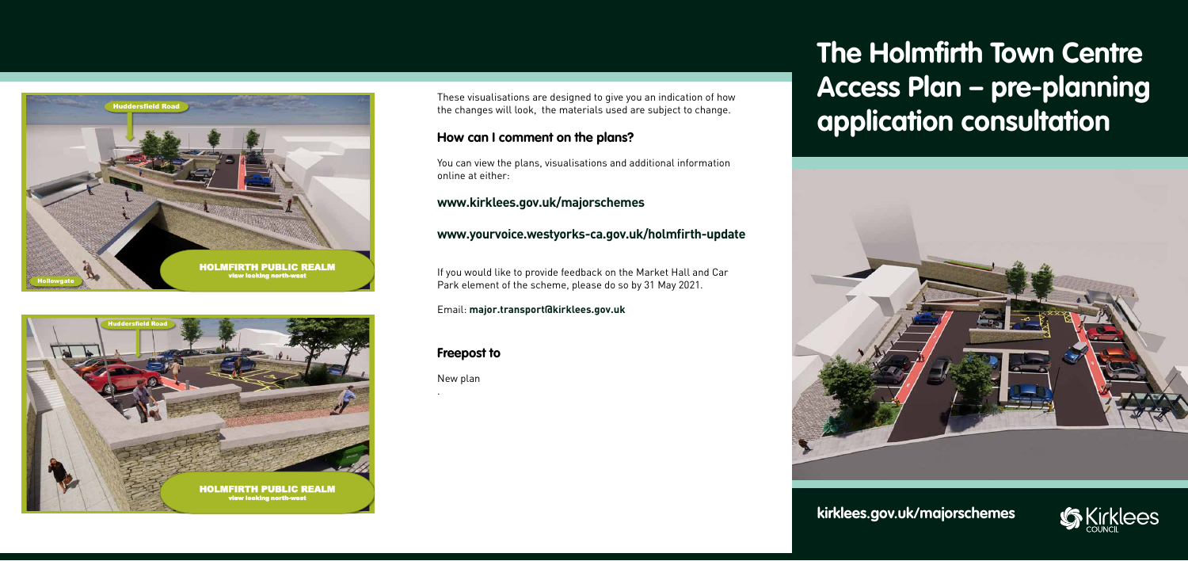# The Holmfirth Town Centre Access Plan – pre-planning application consultation

These visualisations are designed to give you an indication of how the changes will look, the materials used are subject to change.

## How can I comment on the plans?

You can view the plans, visualisations and additional information online at either:

**www.kirklees.gov.uk/majorschemes**

**www.yourvoice.westyorks-ca.gov.uk/holmfirth-update**

If you would like to provide feedback on the Market Hall and Car Park element of the scheme, please do so by 31 May 2021.

Email: **major.transport@kirklees.gov.uk**

## Freepost to

New plan

.

**kirklees.gov.uk/majorschemes**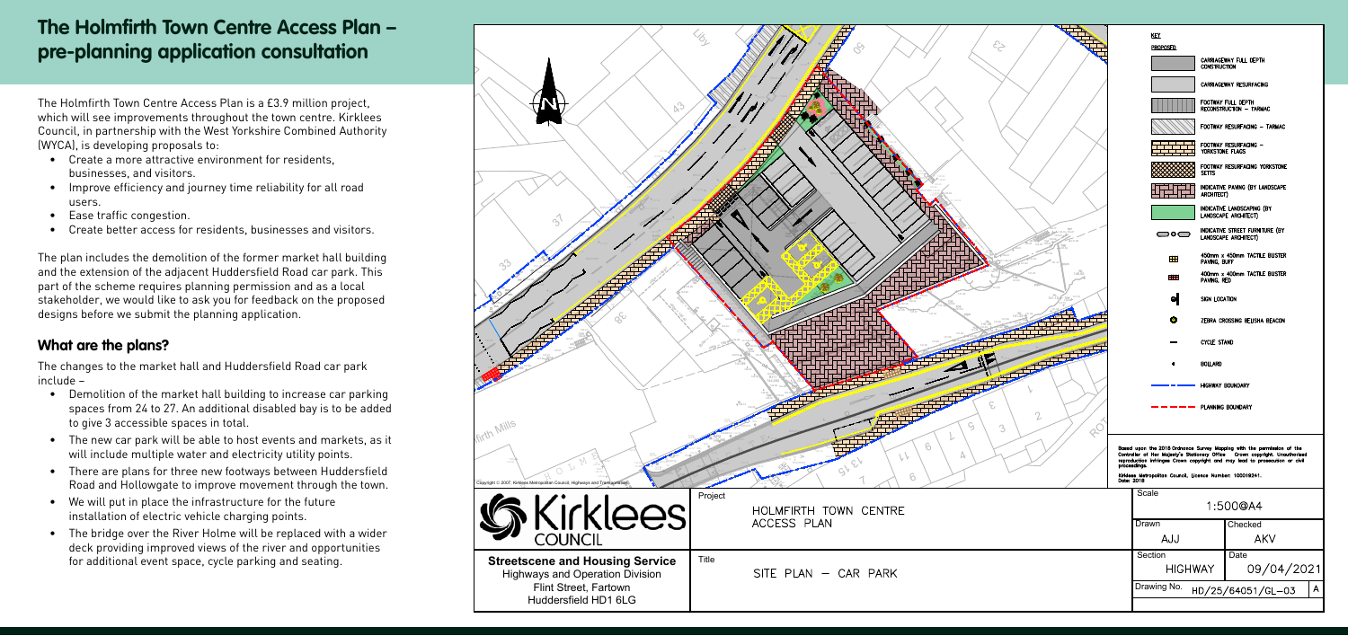# The Holmfirth Town Centre Access Plan – pre-planning application consultation

The Holmfirth Town Centre Access Plan is a £3.9 million project, which will see improvements throughout the town centre. Kirklees Council, in partnership with the West Yorkshire Combined Authority (WYCA), is developing proposals to:

- Create a more attractive environment for residents, businesses, and visitors.
- Improve efficiency and journey time reliability for all road users.
- Ease traffic congestion.
- Create better access for residents, businesses and visitors.

The plan includes the demolition of the former market hall building and the extension of the adjacent Huddersfield Road car park. This part of the scheme requires planning permission and as a local stakeholder, we would like to ask you for feedback on the proposed designs before we submit the planning application.

## What are the plans?

The changes to the market hall and Huddersfield Road car park include –

- Demolition of the market hall building to increase car parking spaces from 24 to 27. An additional disabled bay is to be added to give 3 accessible spaces in total.
- The new car park will be able to host events and markets, as it will include multiple water and electricity utility points.
- There are plans for three new footways between Huddersfield Road and Hollowgate to improve movement through the town.
- We will put in place the infrastructure for the future installation of electric vehicle charging points.
- The bridge over the River Holme will be replaced with a wider deck providing improved views of the river and opportunities for additional event space, cycle parking and seating.

KEY

PROPOSED:

CARRIAGEWAY FULL DEPTH CONSTRUCTION

CARRIAGEWAY RESURFACING

FOOTWAY FULL DEPTH RECONSTRUCTION – TARMAC

FOOTWAY RESURFACING – TARMAC

FOOTWAY RESURFACING – YORKSTONE FLAGS

FOOTWAY RESURFACING YORKSTONE SETTS

INDICATIVE PAVING (BY LANDSCAPE ARCHITECT)

INDICATIVE LANDSCAPING (BY LANDSCAPE ARCHITECT)

INDICATIVE STREET FURNITURE (BY LANDSCAPE ARCHITECT)

450mm x 450mm TACTILE BLISTER PAVING, BUFF

400mm x 400mm TACTILE BLISTER PAVING, RED

SIGN LOCATION

ZEBRA CROSSING BELISHA BEACON

CYCLE STAND

BOLLARD

HIGHWAY BOUNDARY

PLANNING BOUNDARY

Based upon the 2018 Ordnance Survey Mapping with the permission of the Controller of Her Majesty's Stationery Office Crown copyright. Unauthorised reproduction infringes Crown copyright and may lead to prosecution or civil proceedings.

Kirklees Metropolitan Council, Licence Number: 100019241.
Date: 2018

Copyright © 2007, Kirklees Metropolitan Council, Highways and Transportation

Kirklees COUNCIL

**Streetscene and Housing Service**
Highways and Operation Division
Flint Street, Fartown
Huddersfield HD1 6LG

| | | | |
|---|---|---|---|
| Project | HOLMFIRTH TOWN CENTRE ACCESS PLAN | Scale | 1:500@A4 |
| | | Drawn: AJJ | Checked: AKV |
| Title | SITE PLAN – CAR PARK | Section: HIGHWAY | Date: 09/04/2021 |
| | | Drawing No. | HD/25/64051/GL–03 A |